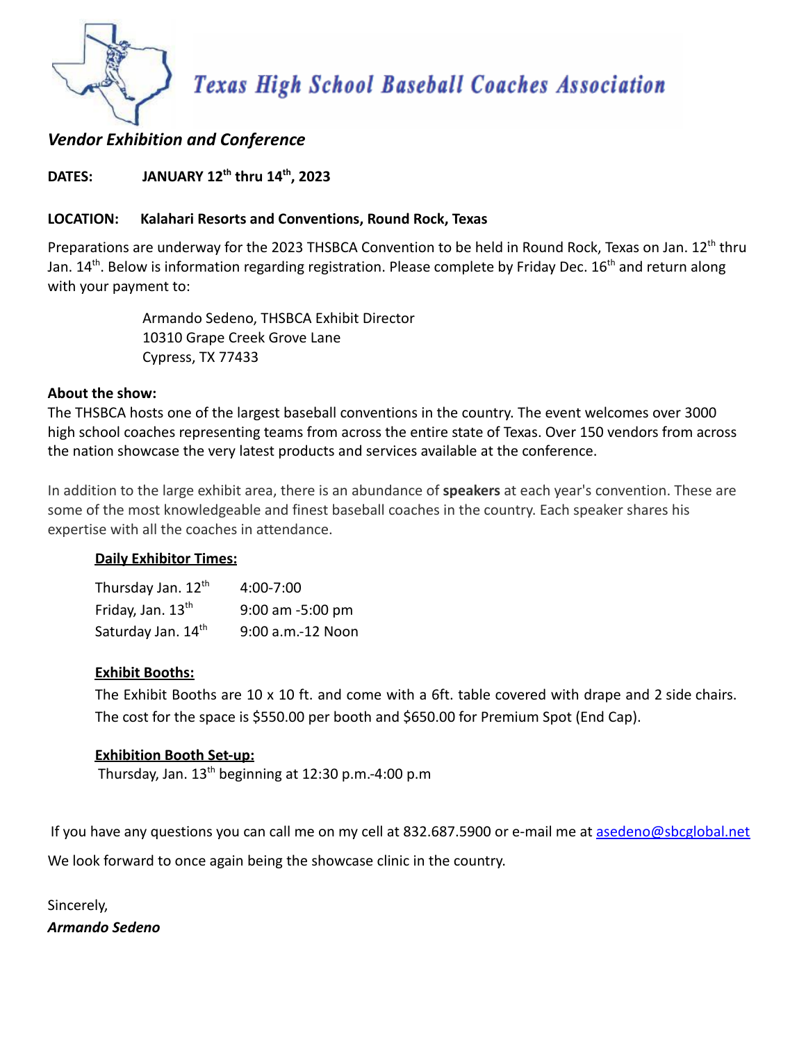# Texas High School Baseball Coaches Association

## *Vendor Exhibition and Conference*

**DATES: JANUARY 12th thru 14th, 2023**

**LOCATION: Kalahari Resorts and Conventions, Round Rock, Texas**

Preparations are underway for the 2023 THSBCA Convention to be held in Round Rock, Texas on Jan. 12th thru Jan. 14th. Below is information regarding registration. Please complete by Friday Dec. 16th and return along with your payment to:

Armando Sedeno, THSBCA Exhibit Director
10310 Grape Creek Grove Lane
Cypress, TX 77433

**About the show:**
The THSBCA hosts one of the largest baseball conventions in the country. The event welcomes over 3000 high school coaches representing teams from across the entire state of Texas. Over 150 vendors from across the nation showcase the very latest products and services available at the conference.

In addition to the large exhibit area, there is an abundance of **speakers** at each year's convention. These are some of the most knowledgeable and finest baseball coaches in the country. Each speaker shares his expertise with all the coaches in attendance.

**Daily Exhibitor Times:**

| | |
|---|---|
| Thursday Jan. 12th | 4:00-7:00 |
| Friday, Jan. 13th | 9:00 am -5:00 pm |
| Saturday Jan. 14th | 9:00 a.m.-12 Noon |

**Exhibit Booths:**
The Exhibit Booths are 10 x 10 ft. and come with a 6ft. table covered with drape and 2 side chairs. The cost for the space is $550.00 per booth and $650.00 for Premium Spot (End Cap).

**Exhibition Booth Set-up:**
Thursday, Jan. 13th beginning at 12:30 p.m.-4:00 p.m

If you have any questions you can call me on my cell at 832.687.5900 or e-mail me at asedeno@sbcglobal.net

We look forward to once again being the showcase clinic in the country.

Sincerely,
***Armando Sedeno***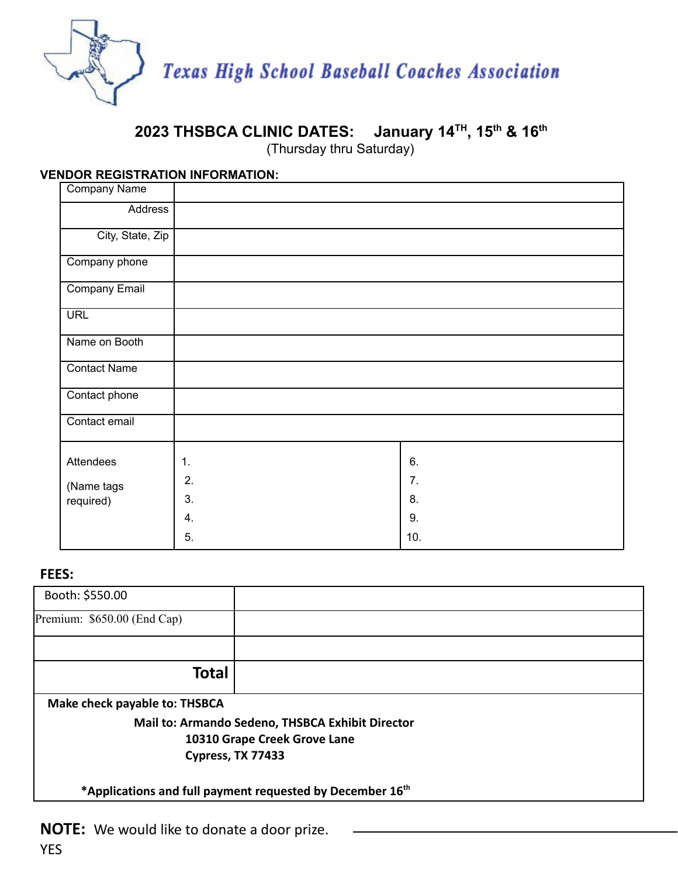# Texas High School Baseball Coaches Association

## 2023 THSBCA CLINIC DATES: January 14TH, 15th & 16th

(Thursday thru Saturday)

**VENDOR REGISTRATION INFORMATION:**

| Company Name | | |
|---|---|---|
| Address | | |
| City, State, Zip | | |
| Company phone | | |
| Company Email | | |
| URL | | |
| Name on Booth | | |
| Contact Name | | |
| Contact phone | | |
| Contact email | | |
| Attendees (Name tags required) | 1.<br>2.<br>3.<br>4.<br>5. | 6.<br>7.<br>8.<br>9.<br>10. |

**FEES:**

| Booth: $550.00 | |
|---|---|
| Premium: $650.00 (End Cap) | |
| | |
| **Total** | |

**Make check payable to: THSBCA**

**Mail to: Armando Sedeno, THSBCA Exhibit Director**
**10310 Grape Creek Grove Lane**
**Cypress, TX 77433**

***Applications and full payment requested by December 16th**

**NOTE:** We would like to donate a door prize. ____________________
YES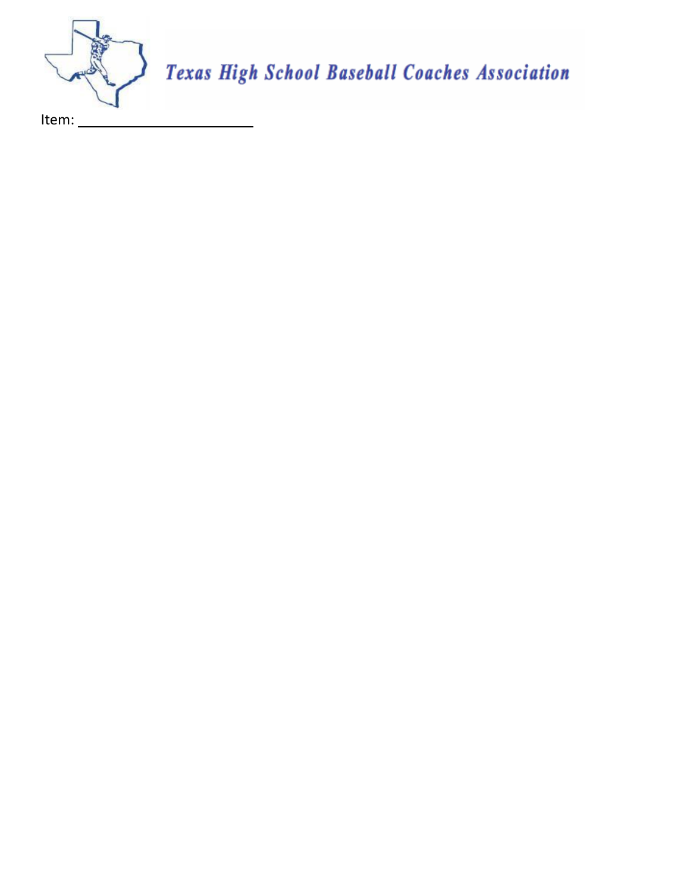Texas High School Baseball Coaches Association

Item: ______________________